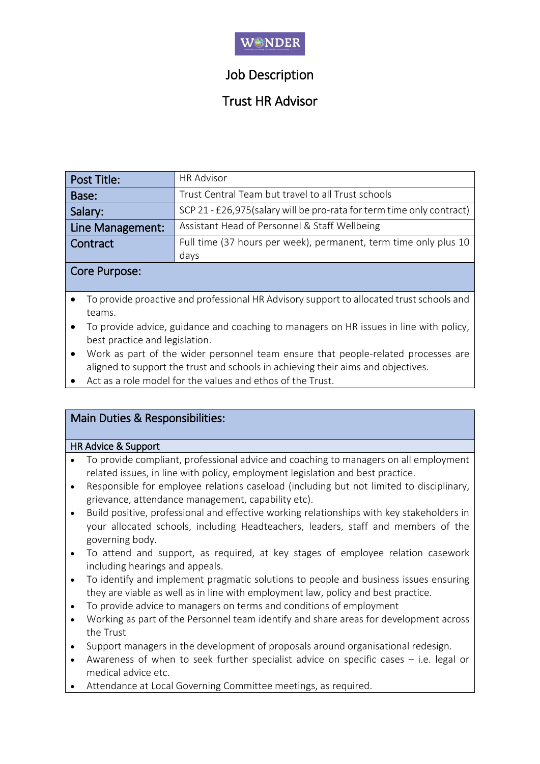WONDER

# Job Description

## Trust HR Advisor

| Post Title: | HR Advisor |
|---|---|
| Base: | Trust Central Team but travel to all Trust schools |
| Salary: | SCP 21 - £26,975(salary will be pro-rata for term time only contract) |
| Line Management: | Assistant Head of Personnel & Staff Wellbeing |
| Contract | Full time (37 hours per week), permanent, term time only plus 10 days |

### Core Purpose:

- To provide proactive and professional HR Advisory support to allocated trust schools and teams.
- To provide advice, guidance and coaching to managers on HR issues in line with policy, best practice and legislation.
- Work as part of the wider personnel team ensure that people-related processes are aligned to support the trust and schools in achieving their aims and objectives.
- Act as a role model for the values and ethos of the Trust.

### Main Duties & Responsibilities:

#### HR Advice & Support

- To provide compliant, professional advice and coaching to managers on all employment related issues, in line with policy, employment legislation and best practice.
- Responsible for employee relations caseload (including but not limited to disciplinary, grievance, attendance management, capability etc).
- Build positive, professional and effective working relationships with key stakeholders in your allocated schools, including Headteachers, leaders, staff and members of the governing body.
- To attend and support, as required, at key stages of employee relation casework including hearings and appeals.
- To identify and implement pragmatic solutions to people and business issues ensuring they are viable as well as in line with employment law, policy and best practice.
- To provide advice to managers on terms and conditions of employment
- Working as part of the Personnel team identify and share areas for development across the Trust
- Support managers in the development of proposals around organisational redesign.
- Awareness of when to seek further specialist advice on specific cases – i.e. legal or medical advice etc.
- Attendance at Local Governing Committee meetings, as required.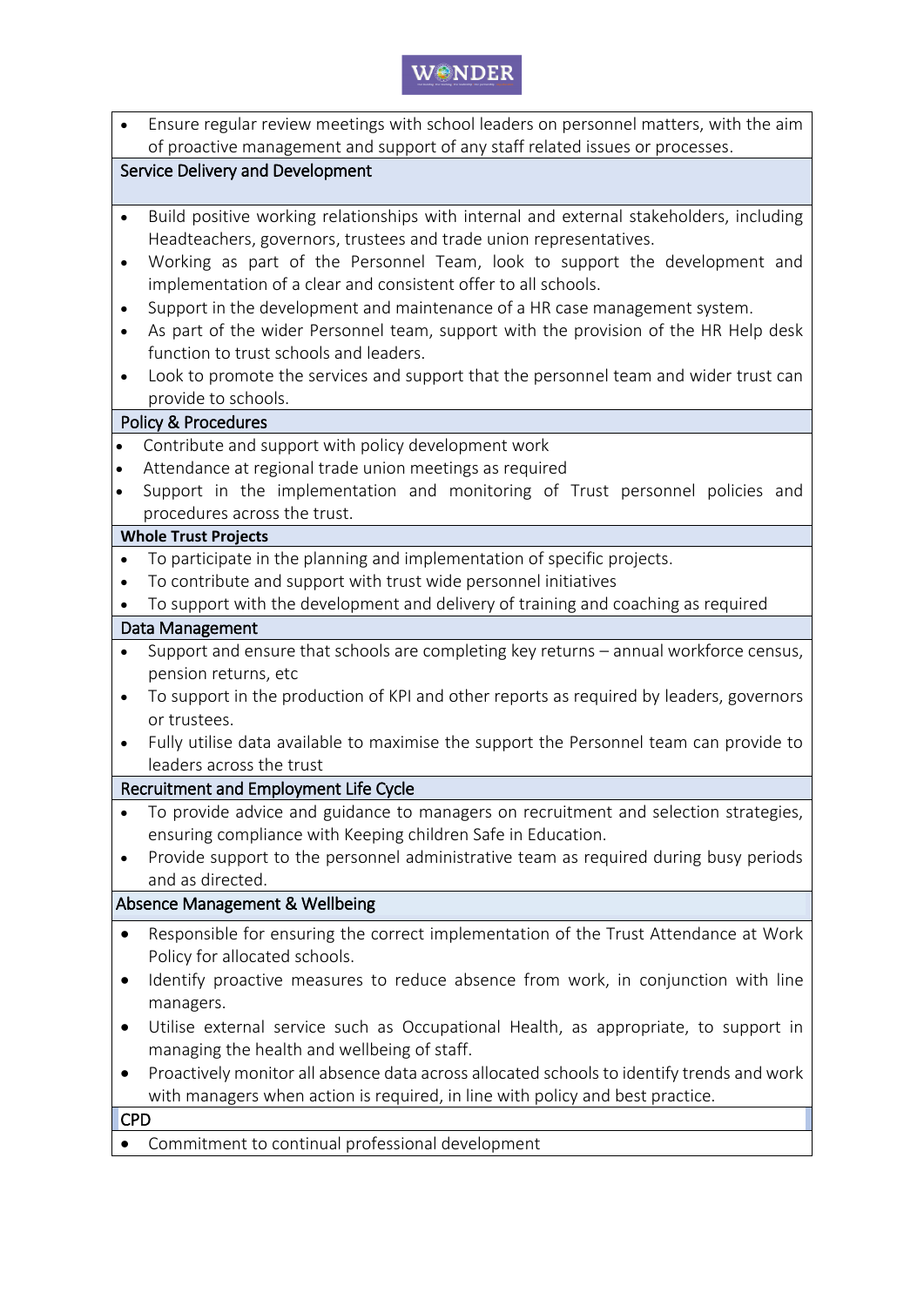- Ensure regular review meetings with school leaders on personnel matters, with the aim of proactive management and support of any staff related issues or processes.

## Service Delivery and Development

- Build positive working relationships with internal and external stakeholders, including Headteachers, governors, trustees and trade union representatives.
- Working as part of the Personnel Team, look to support the development and implementation of a clear and consistent offer to all schools.
- Support in the development and maintenance of a HR case management system.
- As part of the wider Personnel team, support with the provision of the HR Help desk function to trust schools and leaders.
- Look to promote the services and support that the personnel team and wider trust can provide to schools.

## Policy & Procedures

- Contribute and support with policy development work
- Attendance at regional trade union meetings as required
- Support in the implementation and monitoring of Trust personnel policies and procedures across the trust.

## Whole Trust Projects

- To participate in the planning and implementation of specific projects.
- To contribute and support with trust wide personnel initiatives
- To support with the development and delivery of training and coaching as required

## Data Management

- Support and ensure that schools are completing key returns – annual workforce census, pension returns, etc
- To support in the production of KPI and other reports as required by leaders, governors or trustees.
- Fully utilise data available to maximise the support the Personnel team can provide to leaders across the trust

## Recruitment and Employment Life Cycle

- To provide advice and guidance to managers on recruitment and selection strategies, ensuring compliance with Keeping children Safe in Education.
- Provide support to the personnel administrative team as required during busy periods and as directed.

## Absence Management & Wellbeing

- Responsible for ensuring the correct implementation of the Trust Attendance at Work Policy for allocated schools.
- Identify proactive measures to reduce absence from work, in conjunction with line managers.
- Utilise external service such as Occupational Health, as appropriate, to support in managing the health and wellbeing of staff.
- Proactively monitor all absence data across allocated schools to identify trends and work with managers when action is required, in line with policy and best practice.

## CPD

- Commitment to continual professional development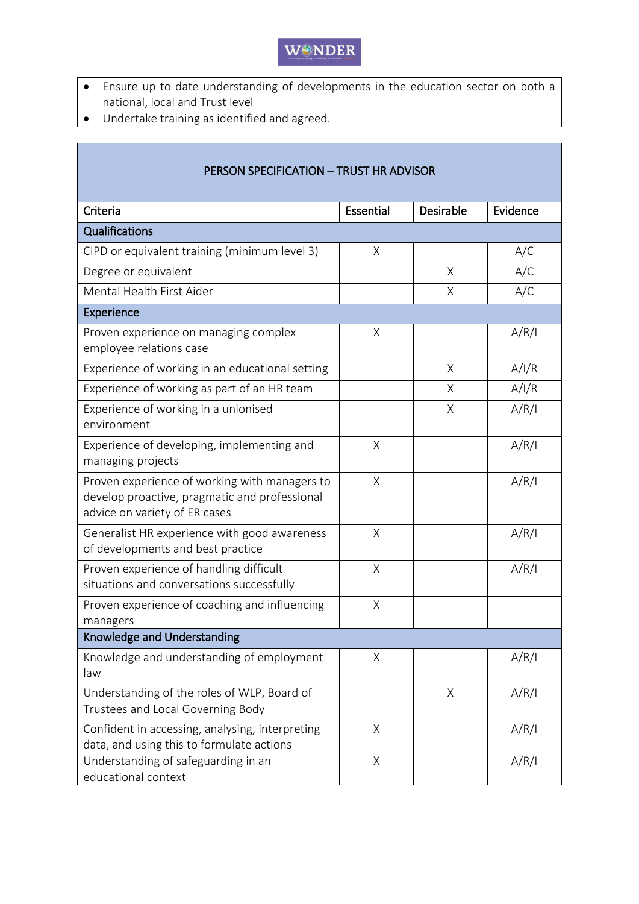- Ensure up to date understanding of developments in the education sector on both a national, local and Trust level
- Undertake training as identified and agreed.

## PERSON SPECIFICATION – TRUST HR ADVISOR

| Criteria | Essential | Desirable | Evidence |
|---|---|---|---|
| **Qualifications** | | | |
| CIPD or equivalent training (minimum level 3) | X | | A/C |
| Degree or equivalent | | X | A/C |
| Mental Health First Aider | | X | A/C |
| **Experience** | | | |
| Proven experience on managing complex employee relations case | X | | A/R/I |
| Experience of working in an educational setting | | X | A/I/R |
| Experience of working as part of an HR team | | X | A/I/R |
| Experience of working in a unionised environment | | X | A/R/I |
| Experience of developing, implementing and managing projects | X | | A/R/I |
| Proven experience of working with managers to develop proactive, pragmatic and professional advice on variety of ER cases | X | | A/R/I |
| Generalist HR experience with good awareness of developments and best practice | X | | A/R/I |
| Proven experience of handling difficult situations and conversations successfully | X | | A/R/I |
| Proven experience of coaching and influencing managers | X | | |
| **Knowledge and Understanding** | | | |
| Knowledge and understanding of employment law | X | | A/R/I |
| Understanding of the roles of WLP, Board of Trustees and Local Governing Body | | X | A/R/I |
| Confident in accessing, analysing, interpreting data, and using this to formulate actions | X | | A/R/I |
| Understanding of safeguarding in an educational context | X | | A/R/I |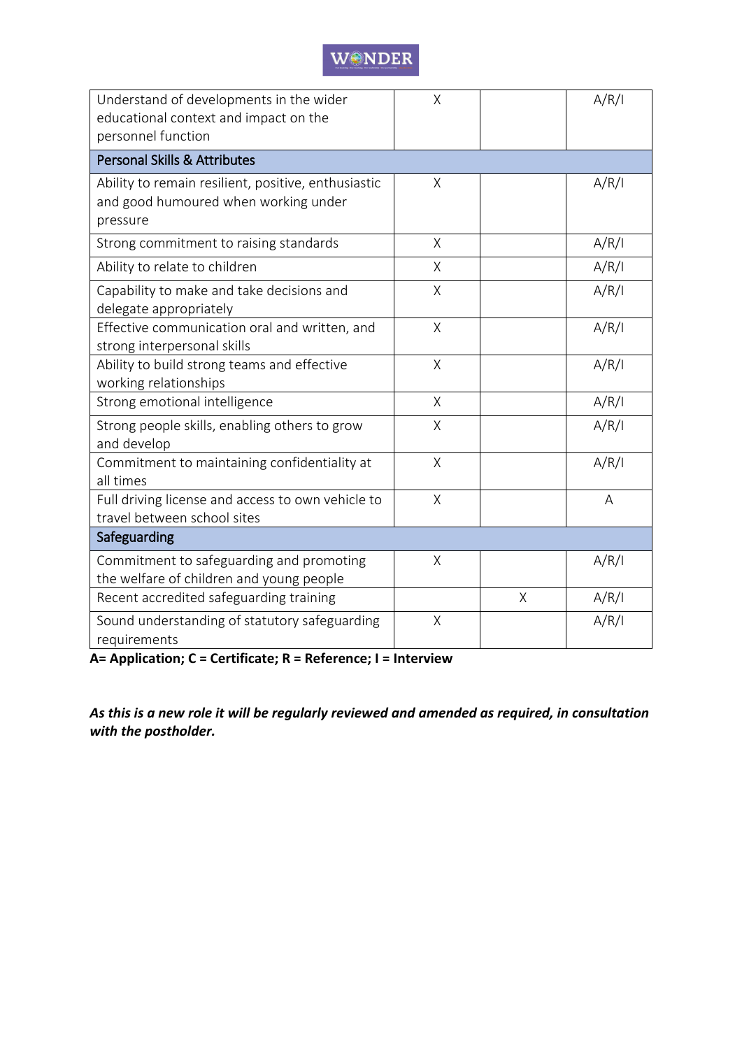| | | | |
|---|---|---|---|
| Understand of developments in the wider educational context and impact on the personnel function | X | | A/R/I |
| **Personal Skills & Attributes** | | | |
| Ability to remain resilient, positive, enthusiastic and good humoured when working under pressure | X | | A/R/I |
| Strong commitment to raising standards | X | | A/R/I |
| Ability to relate to children | X | | A/R/I |
| Capability to make and take decisions and delegate appropriately | X | | A/R/I |
| Effective communication oral and written, and strong interpersonal skills | X | | A/R/I |
| Ability to build strong teams and effective working relationships | X | | A/R/I |
| Strong emotional intelligence | X | | A/R/I |
| Strong people skills, enabling others to grow and develop | X | | A/R/I |
| Commitment to maintaining confidentiality at all times | X | | A/R/I |
| Full driving license and access to own vehicle to travel between school sites | X | | A |
| **Safeguarding** | | | |
| Commitment to safeguarding and promoting the welfare of children and young people | X | | A/R/I |
| Recent accredited safeguarding training | | X | A/R/I |
| Sound understanding of statutory safeguarding requirements | X | | A/R/I |

**A= Application; C = Certificate; R = Reference; I = Interview**

***As this is a new role it will be regularly reviewed and amended as required, in consultation with the postholder.***